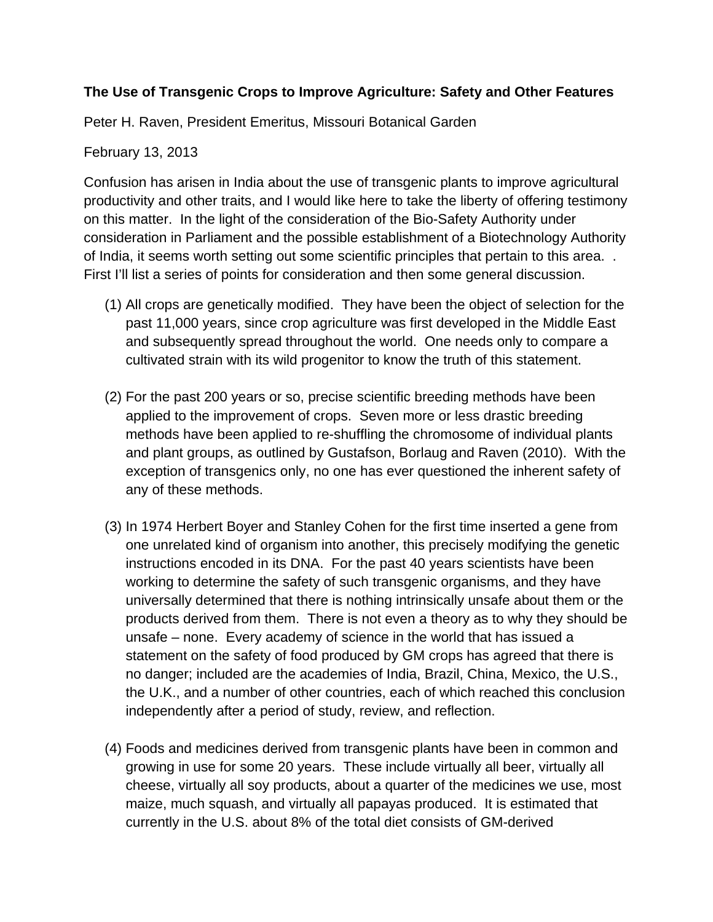**The Use of Transgenic Crops to Improve Agriculture: Safety and Other Features**

Peter H. Raven, President Emeritus, Missouri Botanical Garden

February 13, 2013

Confusion has arisen in India about the use of transgenic plants to improve agricultural productivity and other traits, and I would like here to take the liberty of offering testimony on this matter. In the light of the consideration of the Bio-Safety Authority under consideration in Parliament and the possible establishment of a Biotechnology Authority of India, it seems worth setting out some scientific principles that pertain to this area. . First I'll list a series of points for consideration and then some general discussion.

(1) All crops are genetically modified. They have been the object of selection for the past 11,000 years, since crop agriculture was first developed in the Middle East and subsequently spread throughout the world. One needs only to compare a cultivated strain with its wild progenitor to know the truth of this statement.

(2) For the past 200 years or so, precise scientific breeding methods have been applied to the improvement of crops. Seven more or less drastic breeding methods have been applied to re-shuffling the chromosome of individual plants and plant groups, as outlined by Gustafson, Borlaug and Raven (2010). With the exception of transgenics only, no one has ever questioned the inherent safety of any of these methods.

(3) In 1974 Herbert Boyer and Stanley Cohen for the first time inserted a gene from one unrelated kind of organism into another, this precisely modifying the genetic instructions encoded in its DNA. For the past 40 years scientists have been working to determine the safety of such transgenic organisms, and they have universally determined that there is nothing intrinsically unsafe about them or the products derived from them. There is not even a theory as to why they should be unsafe – none. Every academy of science in the world that has issued a statement on the safety of food produced by GM crops has agreed that there is no danger; included are the academies of India, Brazil, China, Mexico, the U.S., the U.K., and a number of other countries, each of which reached this conclusion independently after a period of study, review, and reflection.

(4) Foods and medicines derived from transgenic plants have been in common and growing in use for some 20 years. These include virtually all beer, virtually all cheese, virtually all soy products, about a quarter of the medicines we use, most maize, much squash, and virtually all papayas produced. It is estimated that currently in the U.S. about 8% of the total diet consists of GM-derived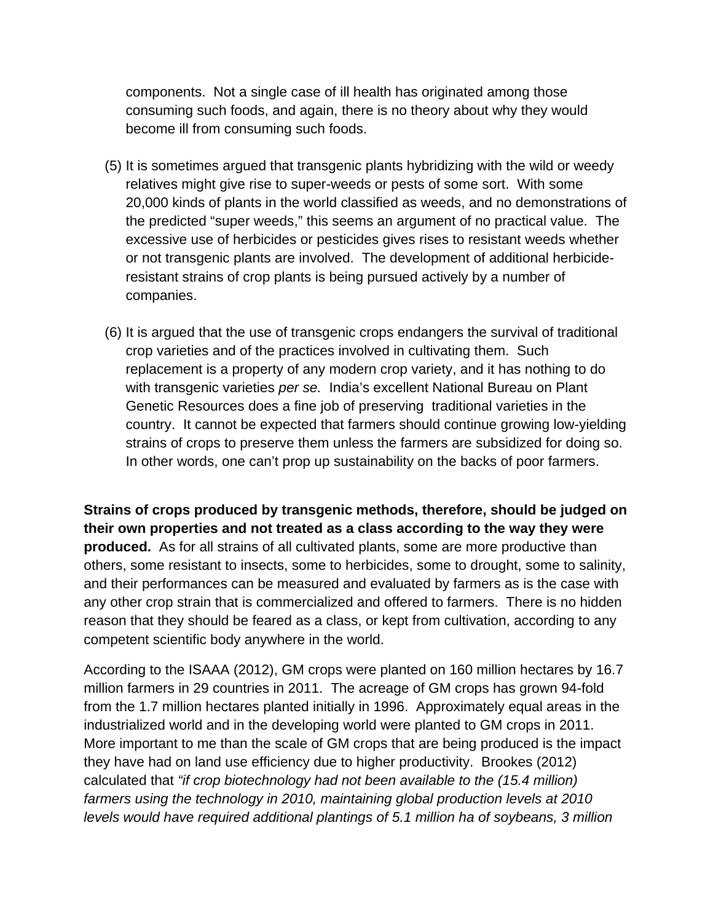components. Not a single case of ill health has originated among those consuming such foods, and again, there is no theory about why they would become ill from consuming such foods.

(5) It is sometimes argued that transgenic plants hybridizing with the wild or weedy relatives might give rise to super-weeds or pests of some sort. With some 20,000 kinds of plants in the world classified as weeds, and no demonstrations of the predicted "super weeds," this seems an argument of no practical value. The excessive use of herbicides or pesticides gives rises to resistant weeds whether or not transgenic plants are involved. The development of additional herbicide-resistant strains of crop plants is being pursued actively by a number of companies.

(6) It is argued that the use of transgenic crops endangers the survival of traditional crop varieties and of the practices involved in cultivating them. Such replacement is a property of any modern crop variety, and it has nothing to do with transgenic varieties *per se.* India's excellent National Bureau on Plant Genetic Resources does a fine job of preserving traditional varieties in the country. It cannot be expected that farmers should continue growing low-yielding strains of crops to preserve them unless the farmers are subsidized for doing so. In other words, one can't prop up sustainability on the backs of poor farmers.

**Strains of crops produced by transgenic methods, therefore, should be judged on their own properties and not treated as a class according to the way they were produced.** As for all strains of all cultivated plants, some are more productive than others, some resistant to insects, some to herbicides, some to drought, some to salinity, and their performances can be measured and evaluated by farmers as is the case with any other crop strain that is commercialized and offered to farmers. There is no hidden reason that they should be feared as a class, or kept from cultivation, according to any competent scientific body anywhere in the world.

According to the ISAAA (2012), GM crops were planted on 160 million hectares by 16.7 million farmers in 29 countries in 2011. The acreage of GM crops has grown 94-fold from the 1.7 million hectares planted initially in 1996. Approximately equal areas in the industrialized world and in the developing world were planted to GM crops in 2011. More important to me than the scale of GM crops that are being produced is the impact they have had on land use efficiency due to higher productivity. Brookes (2012) calculated that *"if crop biotechnology had not been available to the (15.4 million) farmers using the technology in 2010, maintaining global production levels at 2010 levels would have required additional plantings of 5.1 million ha of soybeans, 3 million*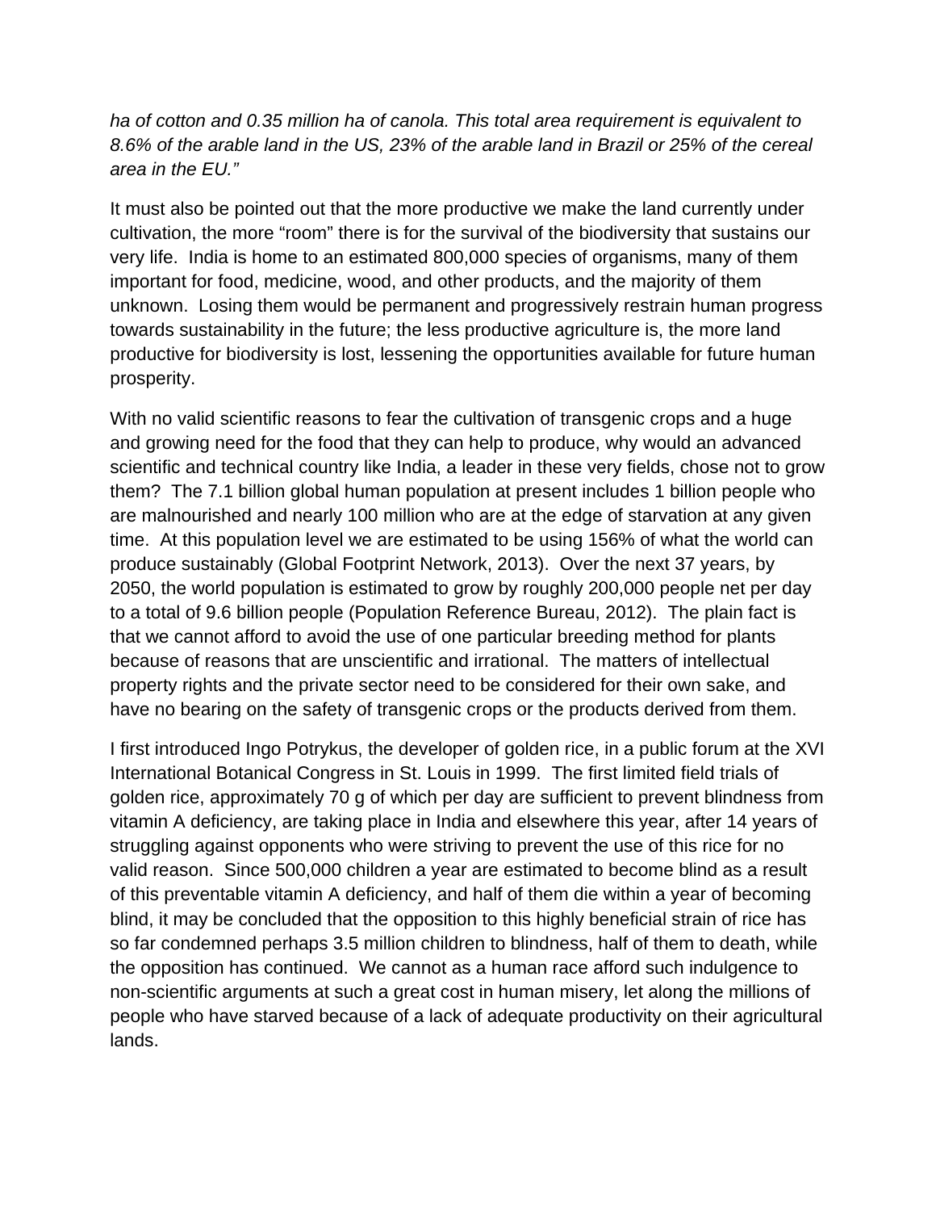*ha of cotton and 0.35 million ha of canola. This total area requirement is equivalent to 8.6% of the arable land in the US, 23% of the arable land in Brazil or 25% of the cereal area in the EU."*

It must also be pointed out that the more productive we make the land currently under cultivation, the more "room" there is for the survival of the biodiversity that sustains our very life. India is home to an estimated 800,000 species of organisms, many of them important for food, medicine, wood, and other products, and the majority of them unknown. Losing them would be permanent and progressively restrain human progress towards sustainability in the future; the less productive agriculture is, the more land productive for biodiversity is lost, lessening the opportunities available for future human prosperity.

With no valid scientific reasons to fear the cultivation of transgenic crops and a huge and growing need for the food that they can help to produce, why would an advanced scientific and technical country like India, a leader in these very fields, chose not to grow them? The 7.1 billion global human population at present includes 1 billion people who are malnourished and nearly 100 million who are at the edge of starvation at any given time. At this population level we are estimated to be using 156% of what the world can produce sustainably (Global Footprint Network, 2013). Over the next 37 years, by 2050, the world population is estimated to grow by roughly 200,000 people net per day to a total of 9.6 billion people (Population Reference Bureau, 2012). The plain fact is that we cannot afford to avoid the use of one particular breeding method for plants because of reasons that are unscientific and irrational. The matters of intellectual property rights and the private sector need to be considered for their own sake, and have no bearing on the safety of transgenic crops or the products derived from them.

I first introduced Ingo Potrykus, the developer of golden rice, in a public forum at the XVI International Botanical Congress in St. Louis in 1999. The first limited field trials of golden rice, approximately 70 g of which per day are sufficient to prevent blindness from vitamin A deficiency, are taking place in India and elsewhere this year, after 14 years of struggling against opponents who were striving to prevent the use of this rice for no valid reason. Since 500,000 children a year are estimated to become blind as a result of this preventable vitamin A deficiency, and half of them die within a year of becoming blind, it may be concluded that the opposition to this highly beneficial strain of rice has so far condemned perhaps 3.5 million children to blindness, half of them to death, while the opposition has continued. We cannot as a human race afford such indulgence to non-scientific arguments at such a great cost in human misery, let along the millions of people who have starved because of a lack of adequate productivity on their agricultural lands.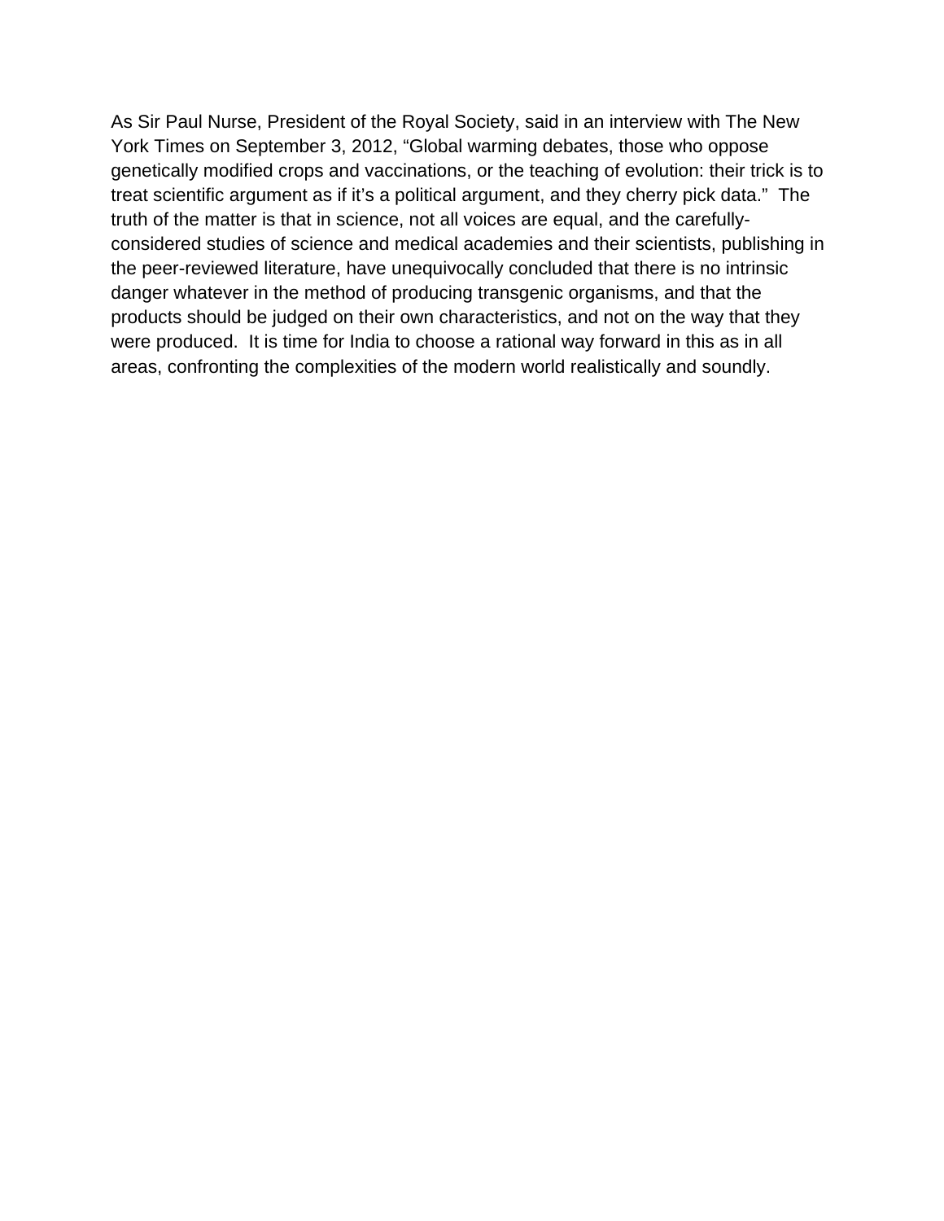As Sir Paul Nurse, President of the Royal Society, said in an interview with The New York Times on September 3, 2012, "Global warming debates, those who oppose genetically modified crops and vaccinations, or the teaching of evolution: their trick is to treat scientific argument as if it's a political argument, and they cherry pick data." The truth of the matter is that in science, not all voices are equal, and the carefully-considered studies of science and medical academies and their scientists, publishing in the peer-reviewed literature, have unequivocally concluded that there is no intrinsic danger whatever in the method of producing transgenic organisms, and that the products should be judged on their own characteristics, and not on the way that they were produced. It is time for India to choose a rational way forward in this as in all areas, confronting the complexities of the modern world realistically and soundly.